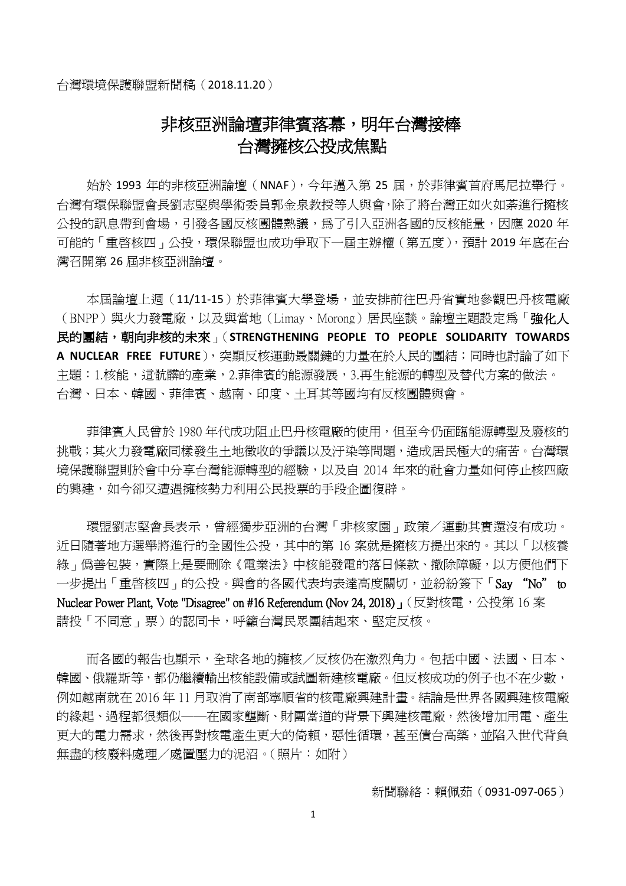台灣環境保護聯盟新聞稿（2018.11.20）

# 非核亞洲論壇菲律賓落幕，明年台灣接棒
# 台灣擁核公投成焦點

始於 1993 年的非核亞洲論壇（NNAF），今年邁入第 25 屆，於菲律賓首府馬尼拉舉行。台灣有環保聯盟會長劉志堅與學術委員郭金泉教授等人與會，除了將台灣正如火如荼進行擁核公投的訊息帶到會場，引發各國反核團體熱議，為了引入亞洲各國的反核能量，因應 2020 年可能的「重啓核四」公投，環保聯盟也成功爭取下一屆主辦權（第五度），預計 2019 年底在台灣召開第 26 屆非核亞洲論壇。

本屆論壇上週（11/11-15）於菲律賓大學登場，並安排前往巴丹省實地參觀巴丹核電廠（BNPP）與火力發電廠，以及與當地（Limay、Morong）居民座談。論壇主題設定為「**強化人民的團結，朝向非核的未來**」（**STRENGTHENING PEOPLE TO PEOPLE SOLIDARITY TOWARDS A NUCLEAR FREE FUTURE**），突顯反核運動最關鍵的力量在於人民的團結；同時也討論了如下主題：1.核能，這骯髒的產業，2.菲律賓的能源發展，3.再生能源的轉型及替代方案的做法。台灣、日本、韓國、菲律賓、越南、印度、土耳其等國均有反核團體與會。

菲律賓人民曾於 1980 年代成功阻止巴丹核電廠的使用，但至今仍面臨能源轉型及廢核的挑戰；其火力發電廠同樣發生土地徵收的爭議以及汙染等問題，造成居民極大的痛苦。台灣環境保護聯盟則於會中分享台灣能源轉型的經驗，以及自 2014 年來的社會力量如何停止核四廠的興建，如今卻又遭遇擁核勢力利用公民投票的手段企圖復辟。

環盟劉志堅會長表示，曾經獨步亞洲的台灣「非核家園」政策／運動其實還沒有成功。近日隨著地方選舉將進行的全國性公投，其中的第 16 案就是擁核方提出來的。其以「以核養綠」偽善包裝，實際上是要刪除《電業法》中核能發電的落日條款、撤除障礙，以方便他們下一步提出「重啓核四」的公投。與會的各國代表均表達高度關切，並紛紛簽下「Say "No" to Nuclear Power Plant, Vote "Disagree" on #16 Referendum (Nov 24, 2018)」（反對核電，公投第 16 案請投「不同意」票）的認同卡，呼籲台灣民眾團結起來、堅定反核。

而各國的報告也顯示，全球各地的擁核／反核仍在激烈角力。包括中國、法國、日本、韓國、俄羅斯等，都仍繼續輸出核能設備或試圖新建核電廠。但反核成功的例子也不在少數，例如越南就在 2016 年 11 月取消了南部寧順省的核電廠興建計畫。結論是世界各國興建核電廠的緣起、過程都很類似——在國家壟斷、財團當道的背景下興建核電廠，然後增加用電、產生更大的電力需求，然後再對核電產生更大的倚賴，惡性循環，甚至債台高築，並陷入世代背負無盡的核廢料處理／處置壓力的泥沼。（照片：如附）

新聞聯絡：賴佩茹（0931-097-065）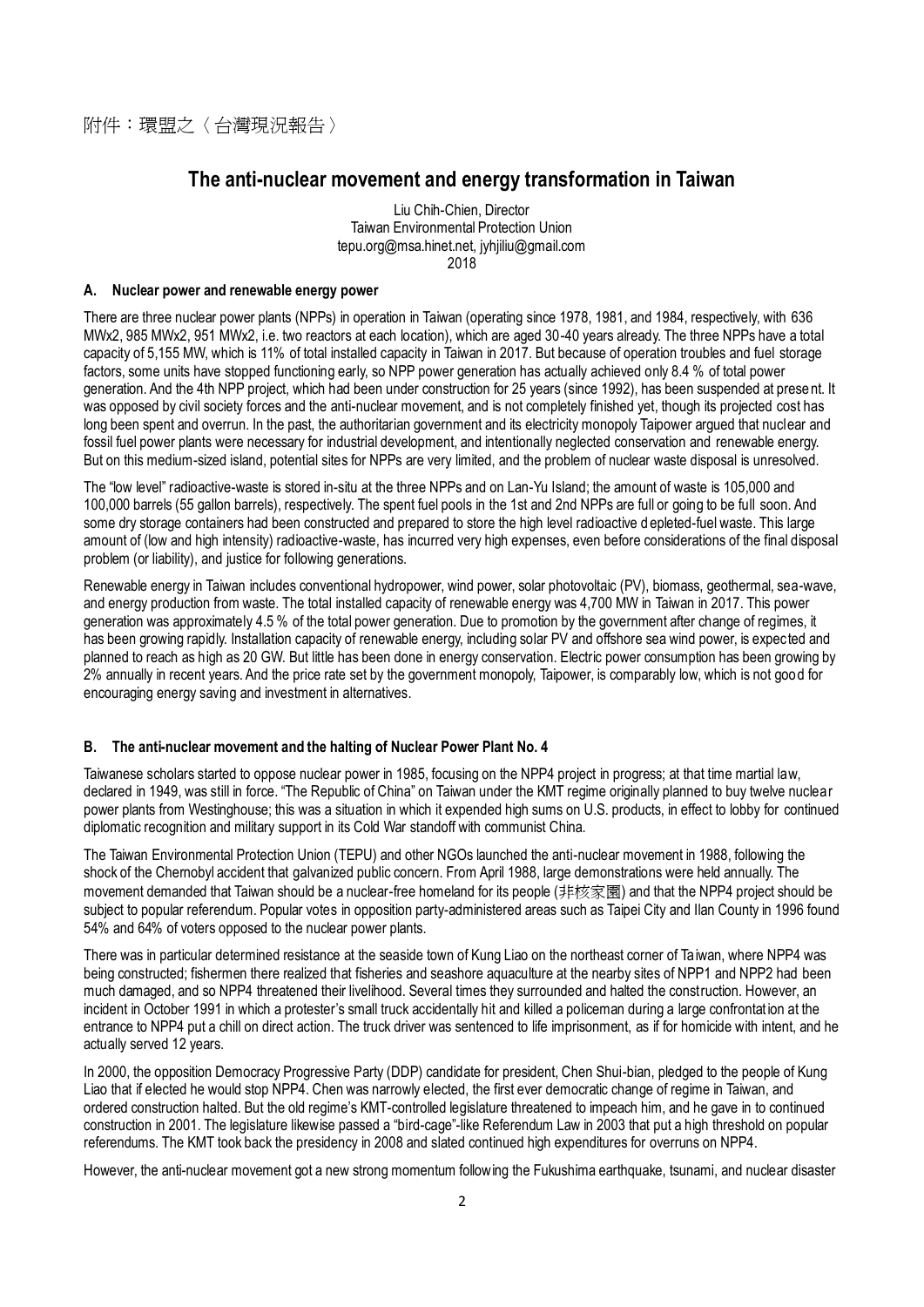附件：環盟之〈台灣現況報告〉

# The anti-nuclear movement and energy transformation in Taiwan

Liu Chih-Chien, Director
Taiwan Environmental Protection Union
tepu.org@msa.hinet.net, jyhjiliu@gmail.com
2018

### A. Nuclear power and renewable energy power

There are three nuclear power plants (NPPs) in operation in Taiwan (operating since 1978, 1981, and 1984, respectively, with 636 MWx2, 985 MWx2, 951 MWx2, i.e. two reactors at each location), which are aged 30-40 years already. The three NPPs have a total capacity of 5,155 MW, which is 11% of total installed capacity in Taiwan in 2017. But because of operation troubles and fuel storage factors, some units have stopped functioning early, so NPP power generation has actually achieved only 8.4 % of total power generation. And the 4th NPP project, which had been under construction for 25 years (since 1992), has been suspended at present. It was opposed by civil society forces and the anti-nuclear movement, and is not completely finished yet, though its projected cost has long been spent and overrun. In the past, the authoritarian government and its electricity monopoly Taipower argued that nuclear and fossil fuel power plants were necessary for industrial development, and intentionally neglected conservation and renewable energy. But on this medium-sized island, potential sites for NPPs are very limited, and the problem of nuclear waste disposal is unresolved.

The "low level" radioactive-waste is stored in-situ at the three NPPs and on Lan-Yu Island; the amount of waste is 105,000 and 100,000 barrels (55 gallon barrels), respectively. The spent fuel pools in the 1st and 2nd NPPs are full or going to be full soon. And some dry storage containers had been constructed and prepared to store the high level radioactive depleted-fuel waste. This large amount of (low and high intensity) radioactive-waste, has incurred very high expenses, even before considerations of the final disposal problem (or liability), and justice for following generations.

Renewable energy in Taiwan includes conventional hydropower, wind power, solar photovoltaic (PV), biomass, geothermal, sea-wave, and energy production from waste. The total installed capacity of renewable energy was 4,700 MW in Taiwan in 2017. This power generation was approximately 4.5 % of the total power generation. Due to promotion by the government after change of regimes, it has been growing rapidly. Installation capacity of renewable energy, including solar PV and offshore sea wind power, is expected and planned to reach as high as 20 GW. But little has been done in energy conservation. Electric power consumption has been growing by 2% annually in recent years. And the price rate set by the government monopoly, Taipower, is comparably low, which is not good for encouraging energy saving and investment in alternatives.

### B. The anti-nuclear movement and the halting of Nuclear Power Plant No. 4

Taiwanese scholars started to oppose nuclear power in 1985, focusing on the NPP4 project in progress; at that time martial law, declared in 1949, was still in force. "The Republic of China" on Taiwan under the KMT regime originally planned to buy twelve nuclear power plants from Westinghouse; this was a situation in which it expended high sums on U.S. products, in effect to lobby for continued diplomatic recognition and military support in its Cold War standoff with communist China.

The Taiwan Environmental Protection Union (TEPU) and other NGOs launched the anti-nuclear movement in 1988, following the shock of the Chernobyl accident that galvanized public concern. From April 1988, large demonstrations were held annually. The movement demanded that Taiwan should be a nuclear-free homeland for its people (非核家園) and that the NPP4 project should be subject to popular referendum. Popular votes in opposition party-administered areas such as Taipei City and Ilan County in 1996 found 54% and 64% of voters opposed to the nuclear power plants.

There was in particular determined resistance at the seaside town of Kung Liao on the northeast corner of Taiwan, where NPP4 was being constructed; fishermen there realized that fisheries and seashore aquaculture at the nearby sites of NPP1 and NPP2 had been much damaged, and so NPP4 threatened their livelihood. Several times they surrounded and halted the construction. However, an incident in October 1991 in which a protester's small truck accidentally hit and killed a policeman during a large confrontation at the entrance to NPP4 put a chill on direct action. The truck driver was sentenced to life imprisonment, as if for homicide with intent, and he actually served 12 years.

In 2000, the opposition Democracy Progressive Party (DDP) candidate for president, Chen Shui-bian, pledged to the people of Kung Liao that if elected he would stop NPP4. Chen was narrowly elected, the first ever democratic change of regime in Taiwan, and ordered construction halted. But the old regime's KMT-controlled legislature threatened to impeach him, and he gave in to continued construction in 2001. The legislature likewise passed a "bird-cage"-like Referendum Law in 2003 that put a high threshold on popular referendums. The KMT took back the presidency in 2008 and slated continued high expenditures for overruns on NPP4.

However, the anti-nuclear movement got a new strong momentum following the Fukushima earthquake, tsunami, and nuclear disaster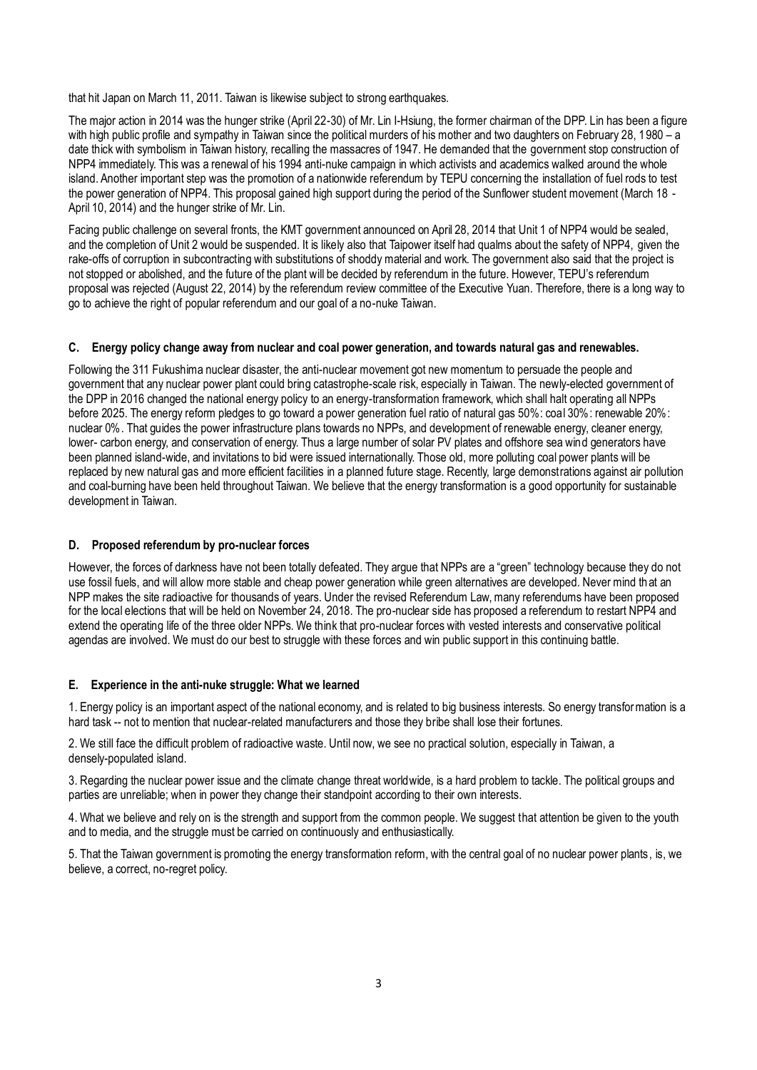that hit Japan on March 11, 2011. Taiwan is likewise subject to strong earthquakes.

The major action in 2014 was the hunger strike (April 22-30) of Mr. Lin I-Hsiung, the former chairman of the DPP. Lin has been a figure with high public profile and sympathy in Taiwan since the political murders of his mother and two daughters on February 28, 1980 – a date thick with symbolism in Taiwan history, recalling the massacres of 1947. He demanded that the government stop construction of NPP4 immediately. This was a renewal of his 1994 anti-nuke campaign in which activists and academics walked around the whole island. Another important step was the promotion of a nationwide referendum by TEPU concerning the installation of fuel rods to test the power generation of NPP4. This proposal gained high support during the period of the Sunflower student movement (March 18 - April 10, 2014) and the hunger strike of Mr. Lin.

Facing public challenge on several fronts, the KMT government announced on April 28, 2014 that Unit 1 of NPP4 would be sealed, and the completion of Unit 2 would be suspended. It is likely also that Taipower itself had qualms about the safety of NPP4, given the rake-offs of corruption in subcontracting with substitutions of shoddy material and work. The government also said that the project is not stopped or abolished, and the future of the plant will be decided by referendum in the future. However, TEPU's referendum proposal was rejected (August 22, 2014) by the referendum review committee of the Executive Yuan. Therefore, there is a long way to go to achieve the right of popular referendum and our goal of a no-nuke Taiwan.

### C. Energy policy change away from nuclear and coal power generation, and towards natural gas and renewables.

Following the 311 Fukushima nuclear disaster, the anti-nuclear movement got new momentum to persuade the people and government that any nuclear power plant could bring catastrophe-scale risk, especially in Taiwan. The newly-elected government of the DPP in 2016 changed the national energy policy to an energy-transformation framework, which shall halt operating all NPPs before 2025. The energy reform pledges to go toward a power generation fuel ratio of natural gas 50%: coal 30%: renewable 20%: nuclear 0%. That guides the power infrastructure plans towards no NPPs, and development of renewable energy, cleaner energy, lower- carbon energy, and conservation of energy. Thus a large number of solar PV plates and offshore sea wind generators have been planned island-wide, and invitations to bid were issued internationally. Those old, more polluting coal power plants will be replaced by new natural gas and more efficient facilities in a planned future stage. Recently, large demonstrations against air pollution and coal-burning have been held throughout Taiwan. We believe that the energy transformation is a good opportunity for sustainable development in Taiwan.

### D. Proposed referendum by pro-nuclear forces

However, the forces of darkness have not been totally defeated. They argue that NPPs are a "green" technology because they do not use fossil fuels, and will allow more stable and cheap power generation while green alternatives are developed. Never mind that an NPP makes the site radioactive for thousands of years. Under the revised Referendum Law, many referendums have been proposed for the local elections that will be held on November 24, 2018. The pro-nuclear side has proposed a referendum to restart NPP4 and extend the operating life of the three older NPPs. We think that pro-nuclear forces with vested interests and conservative political agendas are involved. We must do our best to struggle with these forces and win public support in this continuing battle.

### E. Experience in the anti-nuke struggle: What we learned

1. Energy policy is an important aspect of the national economy, and is related to big business interests. So energy transformation is a hard task -- not to mention that nuclear-related manufacturers and those they bribe shall lose their fortunes.

2. We still face the difficult problem of radioactive waste. Until now, we see no practical solution, especially in Taiwan, a densely-populated island.

3. Regarding the nuclear power issue and the climate change threat worldwide, is a hard problem to tackle. The political groups and parties are unreliable; when in power they change their standpoint according to their own interests.

4. What we believe and rely on is the strength and support from the common people. We suggest that attention be given to the youth and to media, and the struggle must be carried on continuously and enthusiastically.

5. That the Taiwan government is promoting the energy transformation reform, with the central goal of no nuclear power plants, is, we believe, a correct, no-regret policy.